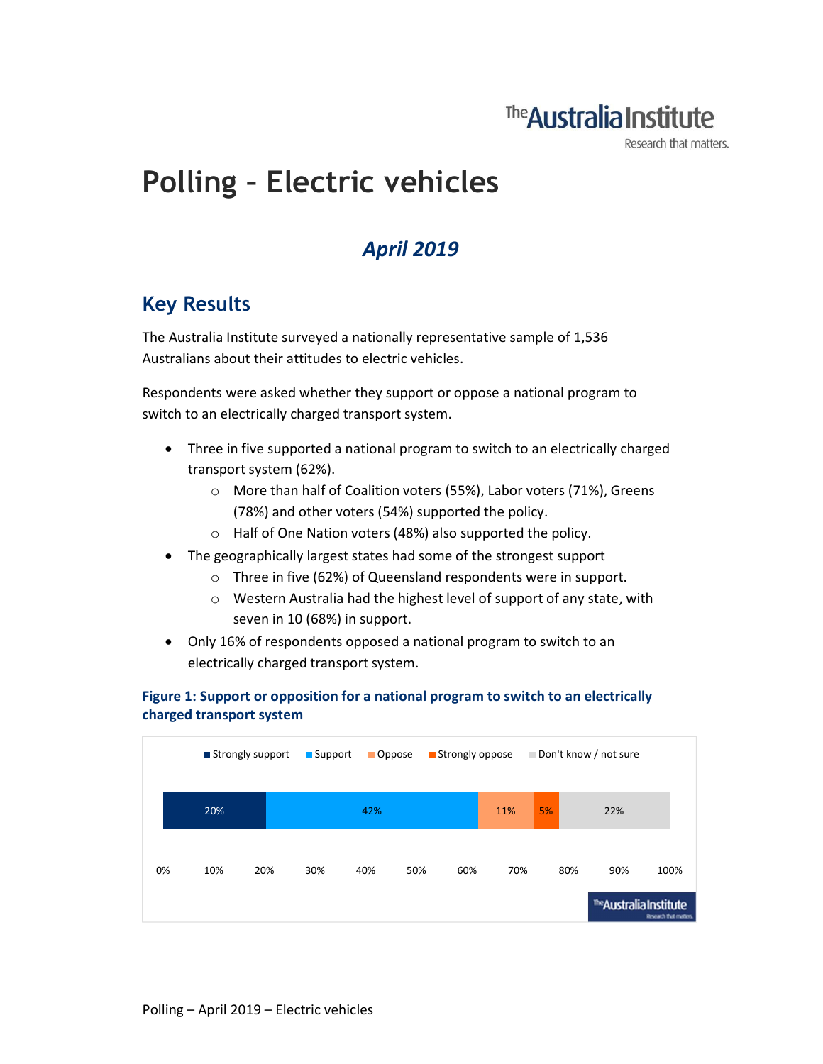The Australia Institute
Research that matters.

# Polling – Electric vehicles

## *April 2019*

## Key Results

The Australia Institute surveyed a nationally representative sample of 1,536 Australians about their attitudes to electric vehicles.

Respondents were asked whether they support or oppose a national program to switch to an electrically charged transport system.

- Three in five supported a national program to switch to an electrically charged transport system (62%).
  - More than half of Coalition voters (55%), Labor voters (71%), Greens (78%) and other voters (54%) supported the policy.
  - Half of One Nation voters (48%) also supported the policy.
- The geographically largest states had some of the strongest support
  - Three in five (62%) of Queensland respondents were in support.
  - Western Australia had the highest level of support of any state, with seven in 10 (68%) in support.
- Only 16% of respondents opposed a national program to switch to an electrically charged transport system.

**Figure 1: Support or opposition for a national program to switch to an electrically charged transport system**

| Strongly support | Support | Oppose | Strongly oppose | Don't know / not sure |
| --- | --- | --- | --- | --- |
| 20% | 42% | 11% | 5% | 22% |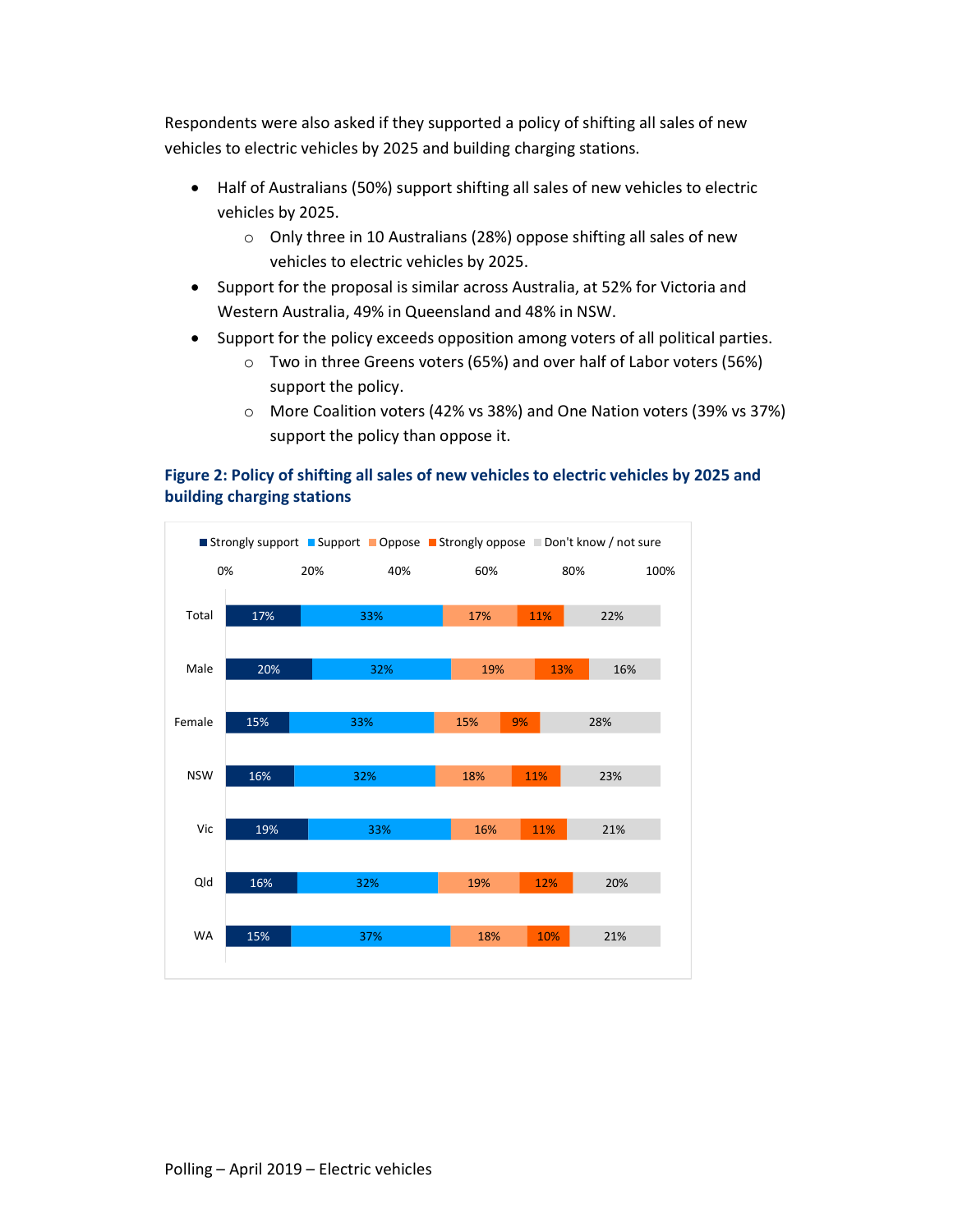Respondents were also asked if they supported a policy of shifting all sales of new vehicles to electric vehicles by 2025 and building charging stations.

- Half of Australians (50%) support shifting all sales of new vehicles to electric vehicles by 2025.
  - Only three in 10 Australians (28%) oppose shifting all sales of new vehicles to electric vehicles by 2025.
- Support for the proposal is similar across Australia, at 52% for Victoria and Western Australia, 49% in Queensland and 48% in NSW.
- Support for the policy exceeds opposition among voters of all political parties.
  - Two in three Greens voters (65%) and over half of Labor voters (56%) support the policy.
  - More Coalition voters (42% vs 38%) and One Nation voters (39% vs 37%) support the policy than oppose it.

**Figure 2: Policy of shifting all sales of new vehicles to electric vehicles by 2025 and building charging stations**

| | Strongly support | Support | Oppose | Strongly oppose | Don't know / not sure |
|---|---|---|---|---|---|
| Total | 17% | 33% | 17% | 11% | 22% |
| Male | 20% | 32% | 19% | 13% | 16% |
| Female | 15% | 33% | 15% | 9% | 28% |
| NSW | 16% | 32% | 18% | 11% | 23% |
| Vic | 19% | 33% | 16% | 11% | 21% |
| Qld | 16% | 32% | 19% | 12% | 20% |
| WA | 15% | 37% | 18% | 10% | 21% |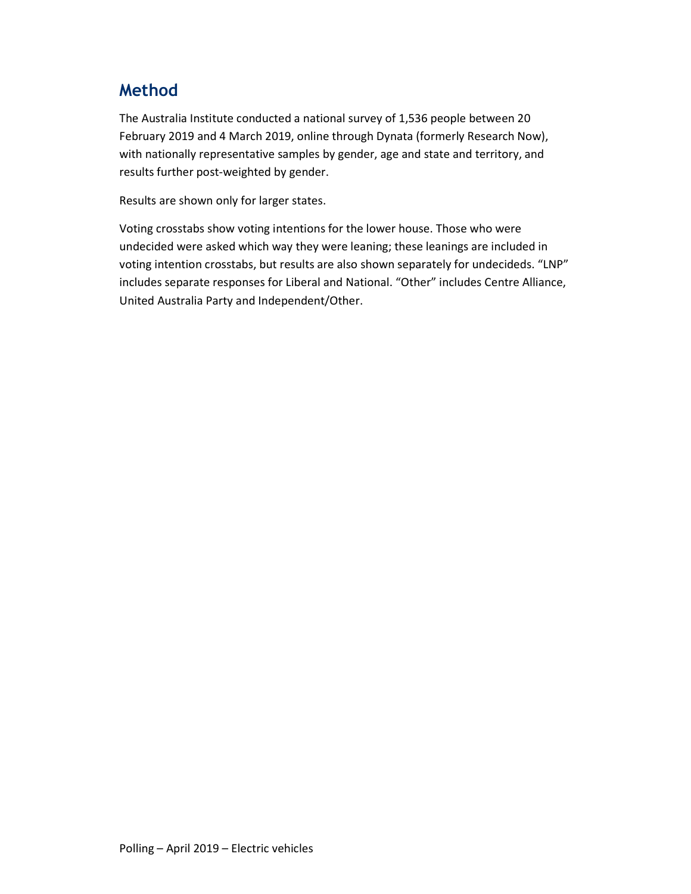## Method

The Australia Institute conducted a national survey of 1,536 people between 20 February 2019 and 4 March 2019, online through Dynata (formerly Research Now), with nationally representative samples by gender, age and state and territory, and results further post-weighted by gender.

Results are shown only for larger states.

Voting crosstabs show voting intentions for the lower house. Those who were undecided were asked which way they were leaning; these leanings are included in voting intention crosstabs, but results are also shown separately for undecideds. "LNP" includes separate responses for Liberal and National. "Other" includes Centre Alliance, United Australia Party and Independent/Other.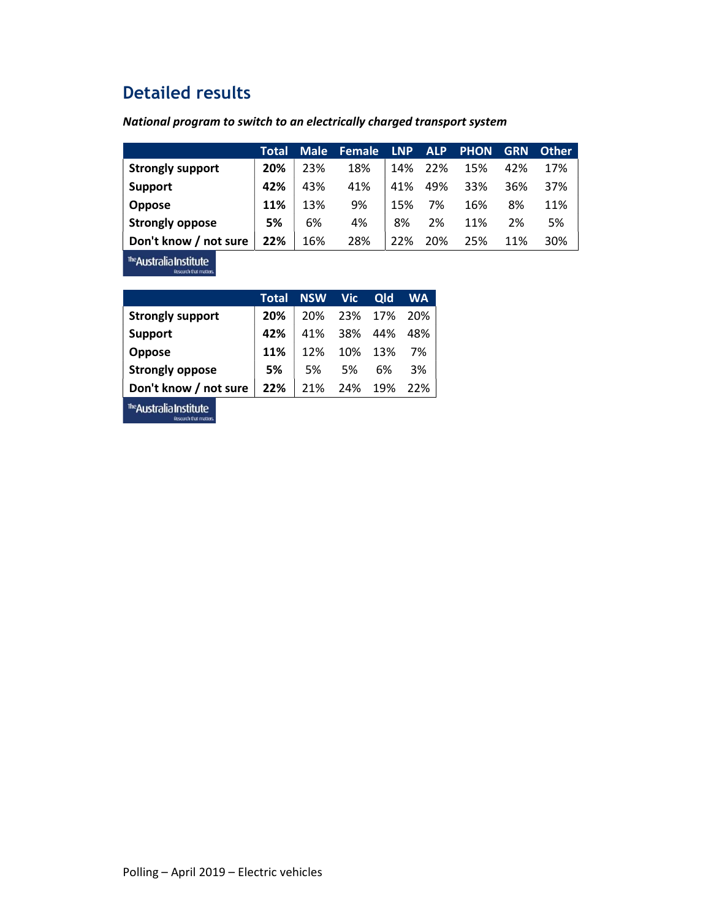## Detailed results

***National program to switch to an electrically charged transport system***

| | Total | Male | Female | LNP | ALP | PHON | GRN | Other |
|---|---|---|---|---|---|---|---|---|
| **Strongly support** | **20%** | 23% | 18% | 14% | 22% | 15% | 42% | 17% |
| **Support** | **42%** | 43% | 41% | 41% | 49% | 33% | 36% | 37% |
| **Oppose** | **11%** | 13% | 9% | 15% | 7% | 16% | 8% | 11% |
| **Strongly oppose** | **5%** | 6% | 4% | 8% | 2% | 11% | 2% | 5% |
| **Don't know / not sure** | **22%** | 16% | 28% | 22% | 20% | 25% | 11% | 30% |

| | Total | NSW | Vic | Qld | WA |
|---|---|---|---|---|---|
| **Strongly support** | **20%** | 20% | 23% | 17% | 20% |
| **Support** | **42%** | 41% | 38% | 44% | 48% |
| **Oppose** | **11%** | 12% | 10% | 13% | 7% |
| **Strongly oppose** | **5%** | 5% | 5% | 6% | 3% |
| **Don't know / not sure** | **22%** | 21% | 24% | 19% | 22% |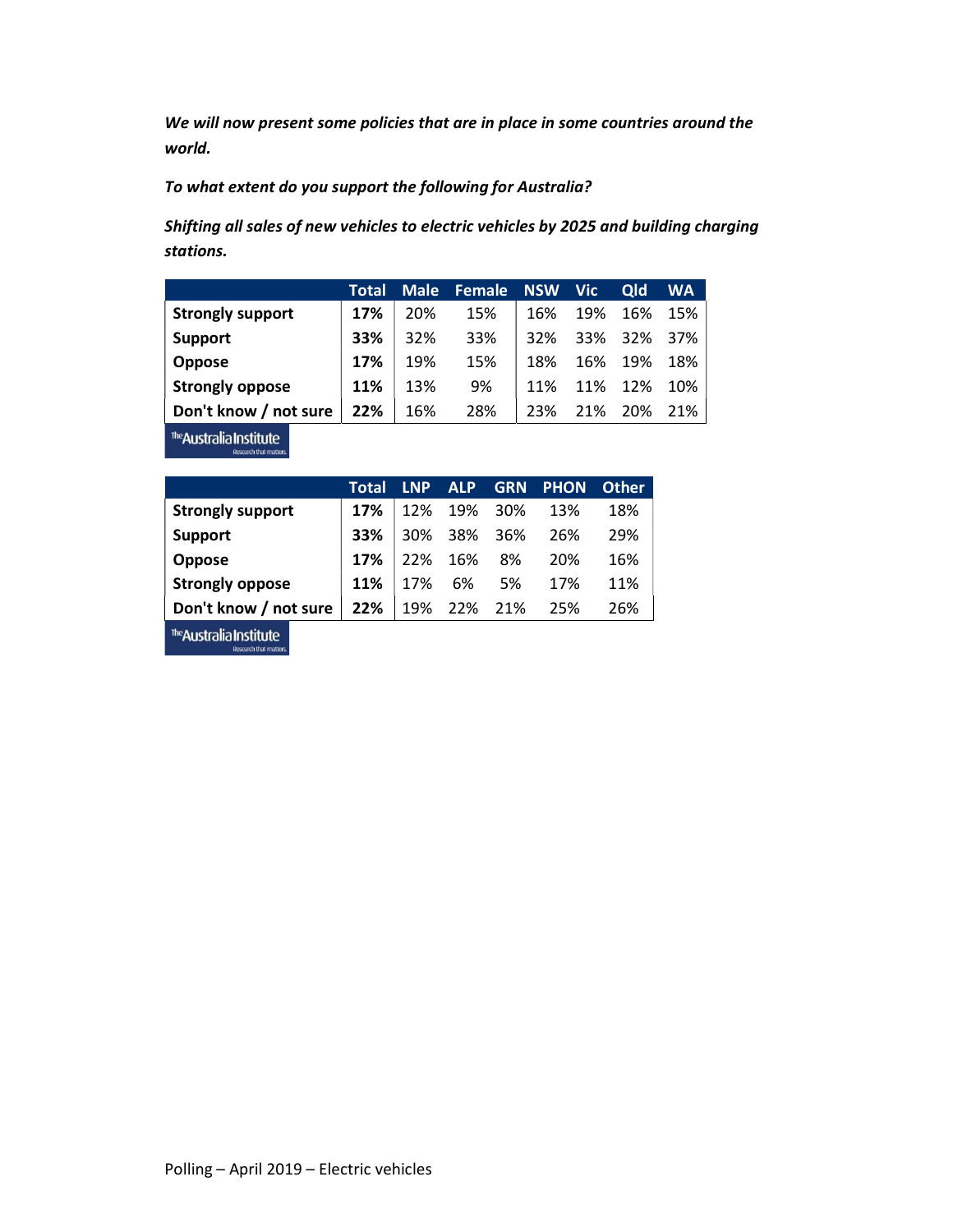***We will now present some policies that are in place in some countries around the world.***

***To what extent do you support the following for Australia?***

***Shifting all sales of new vehicles to electric vehicles by 2025 and building charging stations.***

| | Total | Male | Female | NSW | Vic | Qld | WA |
|---|---|---|---|---|---|---|---|
| **Strongly support** | **17%** | 20% | 15% | 16% | 19% | 16% | 15% |
| **Support** | **33%** | 32% | 33% | 32% | 33% | 32% | 37% |
| **Oppose** | **17%** | 19% | 15% | 18% | 16% | 19% | 18% |
| **Strongly oppose** | **11%** | 13% | 9% | 11% | 11% | 12% | 10% |
| **Don't know / not sure** | **22%** | 16% | 28% | 23% | 21% | 20% | 21% |

The Australia Institute
Research that matters.

| | Total | LNP | ALP | GRN | PHON | Other |
|---|---|---|---|---|---|---|
| **Strongly support** | **17%** | 12% | 19% | 30% | 13% | 18% |
| **Support** | **33%** | 30% | 38% | 36% | 26% | 29% |
| **Oppose** | **17%** | 22% | 16% | 8% | 20% | 16% |
| **Strongly oppose** | **11%** | 17% | 6% | 5% | 17% | 11% |
| **Don't know / not sure** | **22%** | 19% | 22% | 21% | 25% | 26% |

The Australia Institute
Research that matters.